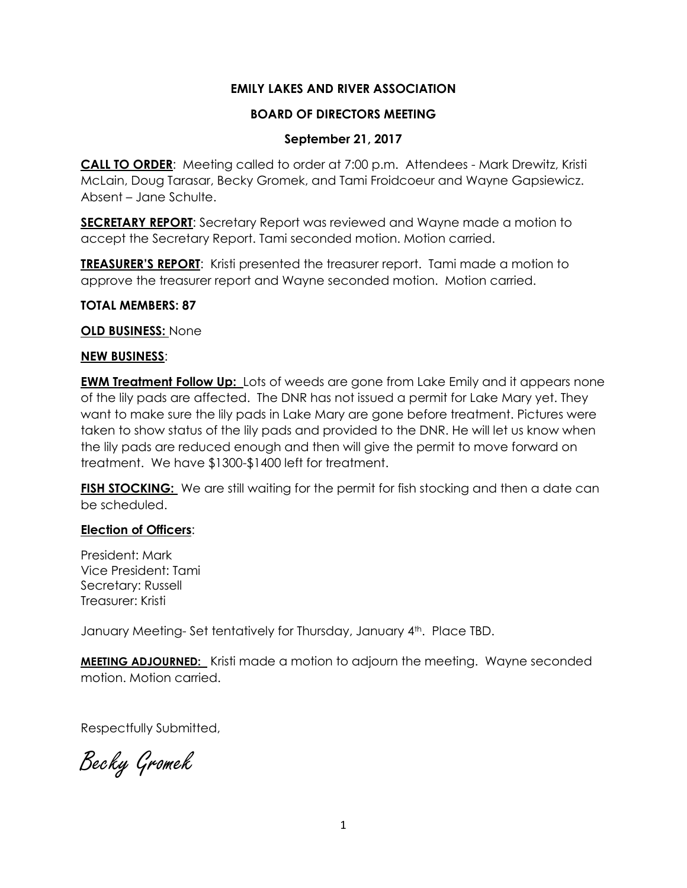**EMILY LAKES AND RIVER ASSOCIATION**

**BOARD OF DIRECTORS MEETING**

**September 21, 2017**

**CALL TO ORDER**: Meeting called to order at 7:00 p.m. Attendees - Mark Drewitz, Kristi McLain, Doug Tarasar, Becky Gromek, and Tami Froidcoeur and Wayne Gapsiewicz. Absent – Jane Schulte.

**SECRETARY REPORT**: Secretary Report was reviewed and Wayne made a motion to accept the Secretary Report. Tami seconded motion. Motion carried.

**TREASURER'S REPORT**: Kristi presented the treasurer report. Tami made a motion to approve the treasurer report and Wayne seconded motion. Motion carried.

**TOTAL MEMBERS: 87**

**OLD BUSINESS:** None

**NEW BUSINESS**:

**EWM Treatment Follow Up:** Lots of weeds are gone from Lake Emily and it appears none of the lily pads are affected. The DNR has not issued a permit for Lake Mary yet. They want to make sure the lily pads in Lake Mary are gone before treatment. Pictures were taken to show status of the lily pads and provided to the DNR. He will let us know when the lily pads are reduced enough and then will give the permit to move forward on treatment. We have $1300-$1400 left for treatment.

**FISH STOCKING:** We are still waiting for the permit for fish stocking and then a date can be scheduled.

**Election of Officers**:

President: Mark
Vice President: Tami
Secretary: Russell
Treasurer: Kristi

January Meeting- Set tentatively for Thursday, January 4th. Place TBD.

**MEETING ADJOURNED:** Kristi made a motion to adjourn the meeting. Wayne seconded motion. Motion carried.

Respectfully Submitted,

*Becky Gromek*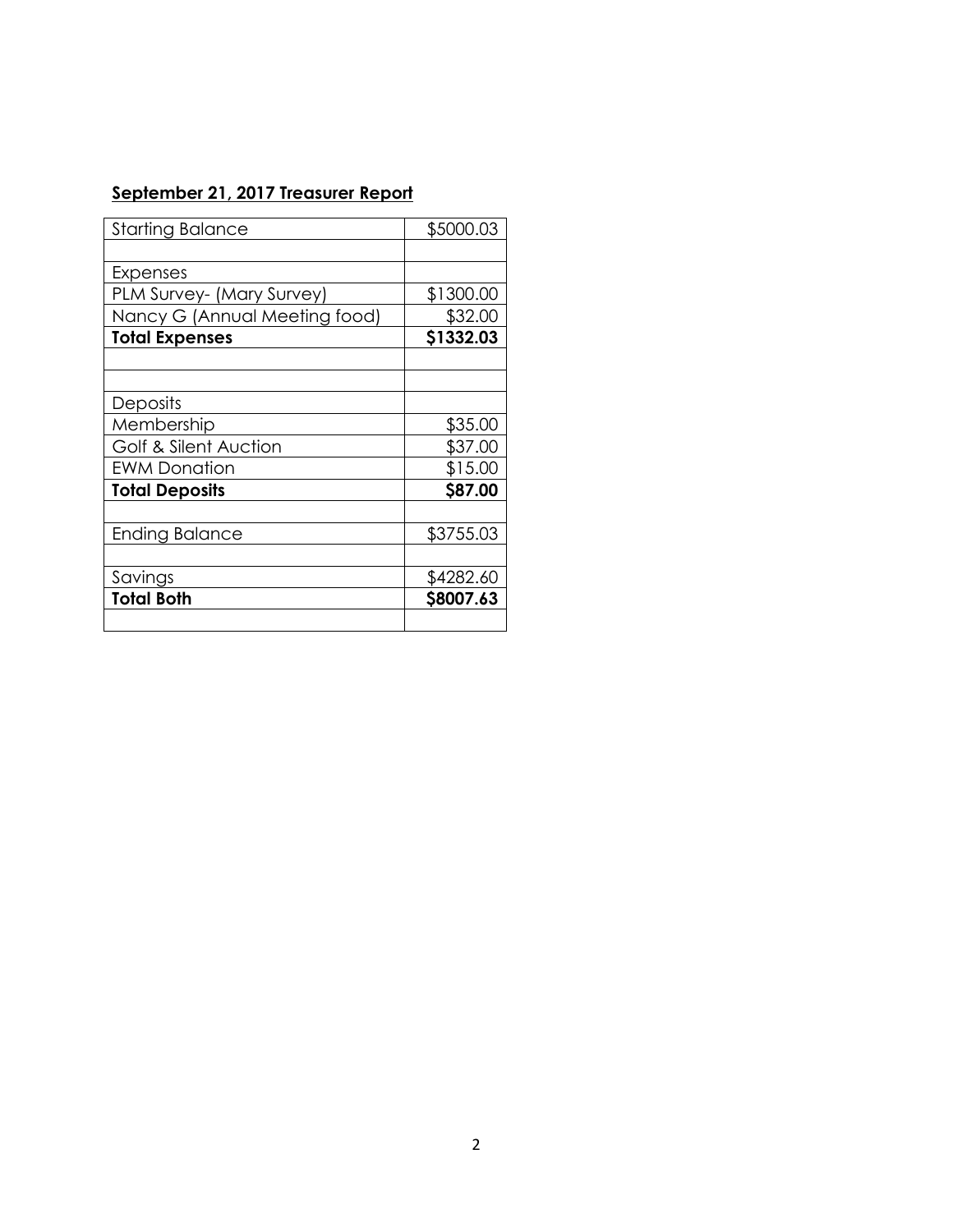**<u>September 21, 2017 Treasurer Report</u>**

| | |
|---|---|
| Starting Balance | $5000.03 |
| | |
| Expenses | |
| PLM Survey- (Mary Survey) | $1300.00 |
| Nancy G (Annual Meeting food) | $32.00 |
| **Total Expenses** | **$1332.03** |
| | |
| | |
| Deposits | |
| Membership | $35.00 |
| Golf & Silent Auction | $37.00 |
| EWM Donation | $15.00 |
| **Total Deposits** | **$87.00** |
| | |
| Ending Balance | $3755.03 |
| | |
| Savings | $4282.60 |
| **Total Both** | **$8007.63** |
| | |